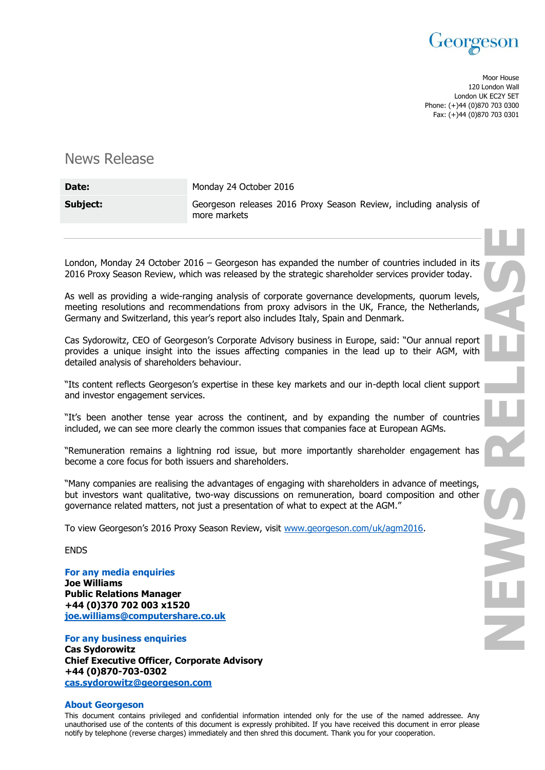Georgeson

Moor House
120 London Wall
London UK EC2Y 5ET
Phone: (+)44 (0)870 703 0300
Fax: (+)44 (0)870 703 0301

# News Release

| | |
|---|---|
| **Date:** | Monday 24 October 2016 |
| **Subject:** | Georgeson releases 2016 Proxy Season Review, including analysis of more markets |

London, Monday 24 October 2016 – Georgeson has expanded the number of countries included in its 2016 Proxy Season Review, which was released by the strategic shareholder services provider today.

As well as providing a wide-ranging analysis of corporate governance developments, quorum levels, meeting resolutions and recommendations from proxy advisors in the UK, France, the Netherlands, Germany and Switzerland, this year's report also includes Italy, Spain and Denmark.

Cas Sydorowitz, CEO of Georgeson's Corporate Advisory business in Europe, said: "Our annual report provides a unique insight into the issues affecting companies in the lead up to their AGM, with detailed analysis of shareholders behaviour.

"Its content reflects Georgeson's expertise in these key markets and our in-depth local client support and investor engagement services.

"It's been another tense year across the continent, and by expanding the number of countries included, we can see more clearly the common issues that companies face at European AGMs.

"Remuneration remains a lightning rod issue, but more importantly shareholder engagement has become a core focus for both issuers and shareholders.

"Many companies are realising the advantages of engaging with shareholders in advance of meetings, but investors want qualitative, two-way discussions on remuneration, board composition and other governance related matters, not just a presentation of what to expect at the AGM."

To view Georgeson's 2016 Proxy Season Review, visit www.georgeson.com/uk/agm2016.

ENDS

**For any media enquiries**
**Joe Williams**
**Public Relations Manager**
**+44 (0)370 702 003 x1520**
**joe.williams@computershare.co.uk**

**For any business enquiries**
**Cas Sydorowitz**
**Chief Executive Officer, Corporate Advisory**
**+44 (0)870-703-0302**
**cas.sydorowitz@georgeson.com**

**About Georgeson**

This document contains privileged and confidential information intended only for the use of the named addressee. Any unauthorised use of the contents of this document is expressly prohibited. If you have received this document in error please notify by telephone (reverse charges) immediately and then shred this document. Thank you for your cooperation.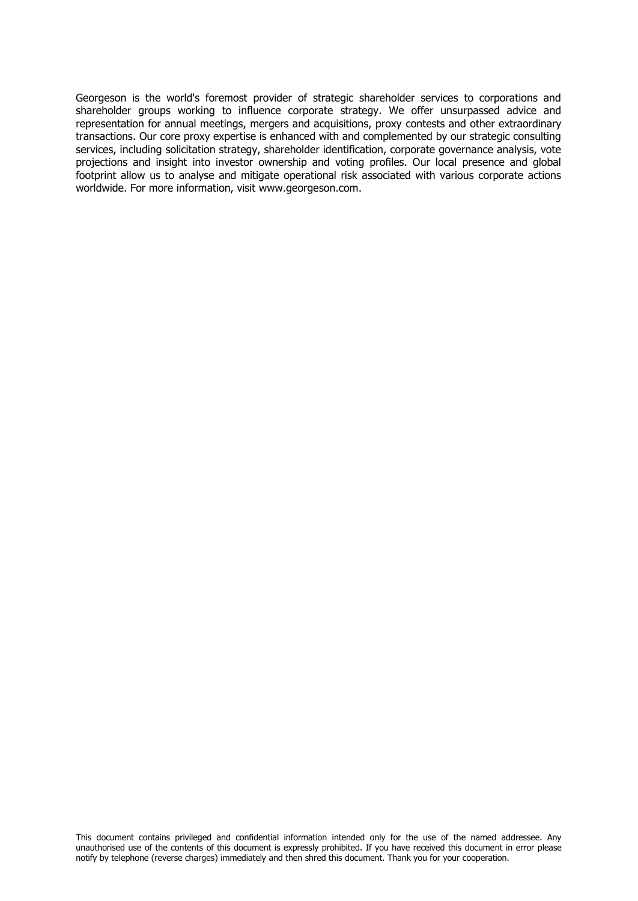Georgeson is the world's foremost provider of strategic shareholder services to corporations and shareholder groups working to influence corporate strategy. We offer unsurpassed advice and representation for annual meetings, mergers and acquisitions, proxy contests and other extraordinary transactions. Our core proxy expertise is enhanced with and complemented by our strategic consulting services, including solicitation strategy, shareholder identification, corporate governance analysis, vote projections and insight into investor ownership and voting profiles. Our local presence and global footprint allow us to analyse and mitigate operational risk associated with various corporate actions worldwide. For more information, visit www.georgeson.com.

This document contains privileged and confidential information intended only for the use of the named addressee. Any unauthorised use of the contents of this document is expressly prohibited. If you have received this document in error please notify by telephone (reverse charges) immediately and then shred this document. Thank you for your cooperation.